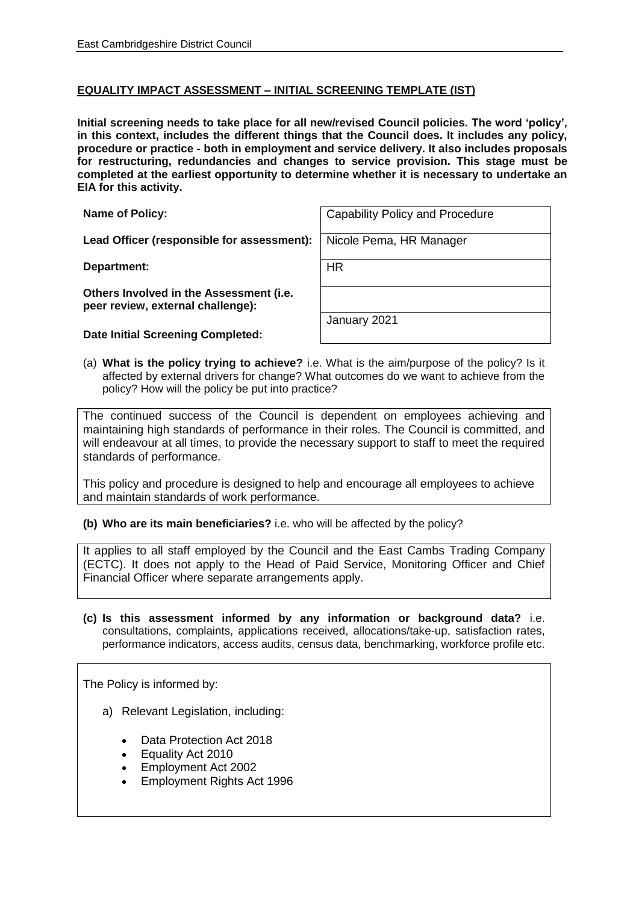**EQUALITY IMPACT ASSESSMENT – INITIAL SCREENING TEMPLATE (IST)**

**Initial screening needs to take place for all new/revised Council policies. The word 'policy', in this context, includes the different things that the Council does. It includes any policy, procedure or practice - both in employment and service delivery. It also includes proposals for restructuring, redundancies and changes to service provision. This stage must be completed at the earliest opportunity to determine whether it is necessary to undertake an EIA for this activity.**

| | |
|---|---|
| **Name of Policy:** | Capability Policy and Procedure |
| **Lead Officer (responsible for assessment):** | Nicole Pema, HR Manager |
| **Department:** | HR |
| **Others Involved in the Assessment (i.e. peer review, external challenge):** | |
| **Date Initial Screening Completed:** | January 2021 |

(a) **What is the policy trying to achieve?** i.e. What is the aim/purpose of the policy? Is it affected by external drivers for change? What outcomes do we want to achieve from the policy? How will the policy be put into practice?

The continued success of the Council is dependent on employees achieving and maintaining high standards of performance in their roles. The Council is committed, and will endeavour at all times, to provide the necessary support to staff to meet the required standards of performance.

This policy and procedure is designed to help and encourage all employees to achieve and maintain standards of work performance.

**(b) Who are its main beneficiaries?** i.e. who will be affected by the policy?

It applies to all staff employed by the Council and the East Cambs Trading Company (ECTC). It does not apply to the Head of Paid Service, Monitoring Officer and Chief Financial Officer where separate arrangements apply.

**(c) Is this assessment informed by any information or background data?** i.e. consultations, complaints, applications received, allocations/take-up, satisfaction rates, performance indicators, access audits, census data, benchmarking, workforce profile etc.

The Policy is informed by:

a) Relevant Legislation, including:

- Data Protection Act 2018
- Equality Act 2010
- Employment Act 2002
- Employment Rights Act 1996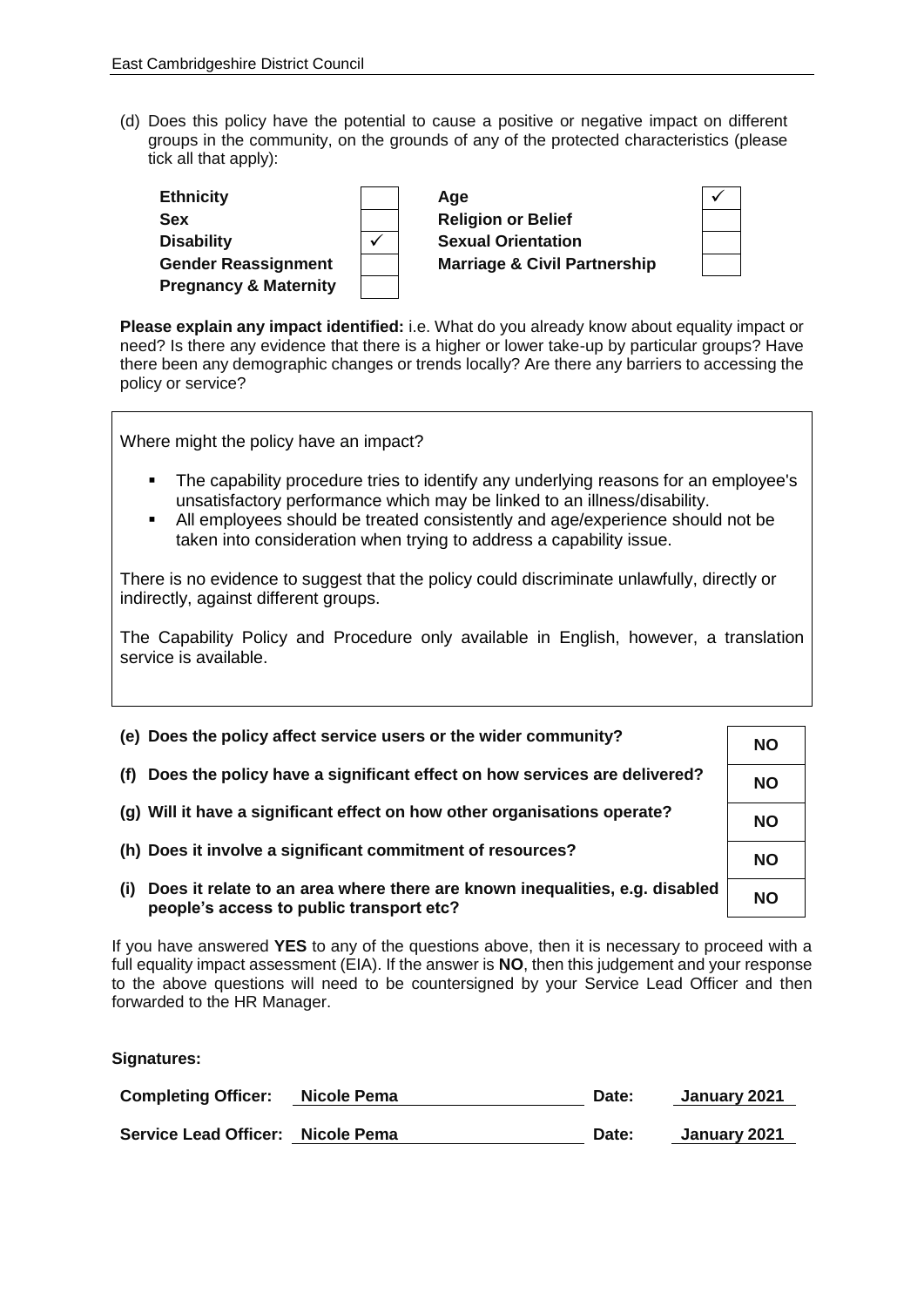(d) Does this policy have the potential to cause a positive or negative impact on different groups in the community, on the grounds of any of the protected characteristics (please tick all that apply):

| | | | |
|---|---|---|---|
| **Ethnicity** | | **Age** | ✓ |
| **Sex** | | **Religion or Belief** | |
| **Disability** | ✓ | **Sexual Orientation** | |
| **Gender Reassignment** | | **Marriage & Civil Partnership** | |
| **Pregnancy & Maternity** | | | |

**Please explain any impact identified:** i.e. What do you already know about equality impact or need? Is there any evidence that there is a higher or lower take-up by particular groups? Have there been any demographic changes or trends locally? Are there any barriers to accessing the policy or service?

Where might the policy have an impact?

- The capability procedure tries to identify any underlying reasons for an employee's unsatisfactory performance which may be linked to an illness/disability.
- All employees should be treated consistently and age/experience should not be taken into consideration when trying to address a capability issue.

There is no evidence to suggest that the policy could discriminate unlawfully, directly or indirectly, against different groups.

The Capability Policy and Procedure only available in English, however, a translation service is available.

| | |
|---|---|
| **(e) Does the policy affect service users or the wider community?** | **NO** |
| **(f) Does the policy have a significant effect on how services are delivered?** | **NO** |
| **(g) Will it have a significant effect on how other organisations operate?** | **NO** |
| **(h) Does it involve a significant commitment of resources?** | **NO** |
| **(i) Does it relate to an area where there are known inequalities, e.g. disabled people's access to public transport etc?** | **NO** |

If you have answered **YES** to any of the questions above, then it is necessary to proceed with a full equality impact assessment (EIA). If the answer is **NO**, then this judgement and your response to the above questions will need to be countersigned by your Service Lead Officer and then forwarded to the HR Manager.

**Signatures:**

**Completing Officer:** **Nicole Pema** **Date:** **January 2021**

**Service Lead Officer:** **Nicole Pema** **Date:** **January 2021**